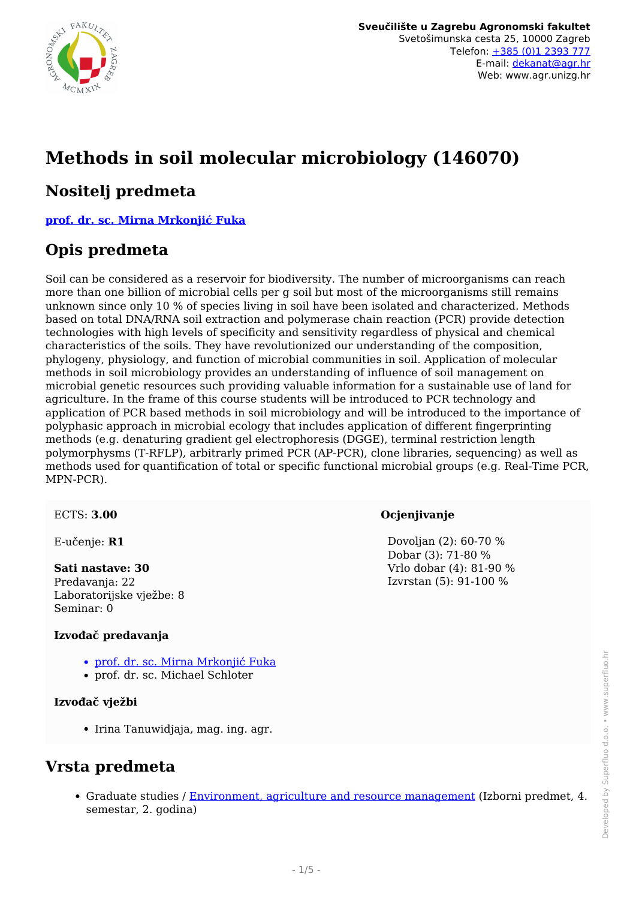Sveučilište u Zagrebu Agronomski fakultet
Svetošimunska cesta 25, 10000 Zagreb
Telefon: +385 (0)1 2393 777
E-mail: dekanat@agr.hr
Web: www.agr.unizg.hr

# Methods in soil molecular microbiology (146070)

## Nositelj predmeta

**prof. dr. sc. Mirna Mrkonjić Fuka**

## Opis predmeta

Soil can be considered as a reservoir for biodiversity. The number of microorganisms can reach more than one billion of microbial cells per g soil but most of the microorganisms still remains unknown since only 10 % of species living in soil have been isolated and characterized. Methods based on total DNA/RNA soil extraction and polymerase chain reaction (PCR) provide detection technologies with high levels of specificity and sensitivity regardless of physical and chemical characteristics of the soils. They have revolutionized our understanding of the composition, phylogeny, physiology, and function of microbial communities in soil. Application of molecular methods in soil microbiology provides an understanding of influence of soil management on microbial genetic resources such providing valuable information for a sustainable use of land for agriculture. In the frame of this course students will be introduced to PCR technology and application of PCR based methods in soil microbiology and will be introduced to the importance of polyphasic approach in microbial ecology that includes application of different fingerprinting methods (e.g. denaturing gradient gel electrophoresis (DGGE), terminal restriction length polymorphysms (T-RFLP), arbitrarly primed PCR (AP-PCR), clone libraries, sequencing) as well as methods used for quantification of total or specific functional microbial groups (e.g. Real-Time PCR, MPN-PCR).

ECTS: **3.00**

E-učenje: **R1**

**Sati nastave: 30**
Predavanja: 22
Laboratorijske vježbe: 8
Seminar: 0

#### Izvođač predavanja

- prof. dr. sc. Mirna Mrkonjić Fuka
- prof. dr. sc. Michael Schloter

#### Izvođač vježbi

- Irina Tanuwidjaja, mag. ing. agr.

#### Ocjenjivanje

Dovoljan (2): 60-70 %
Dobar (3): 71-80 %
Vrlo dobar (4): 81-90 %
Izvrstan (5): 91-100 %

## Vrsta predmeta

- Graduate studies / Environment, agriculture and resource management (Izborni predmet, 4. semestar, 2. godina)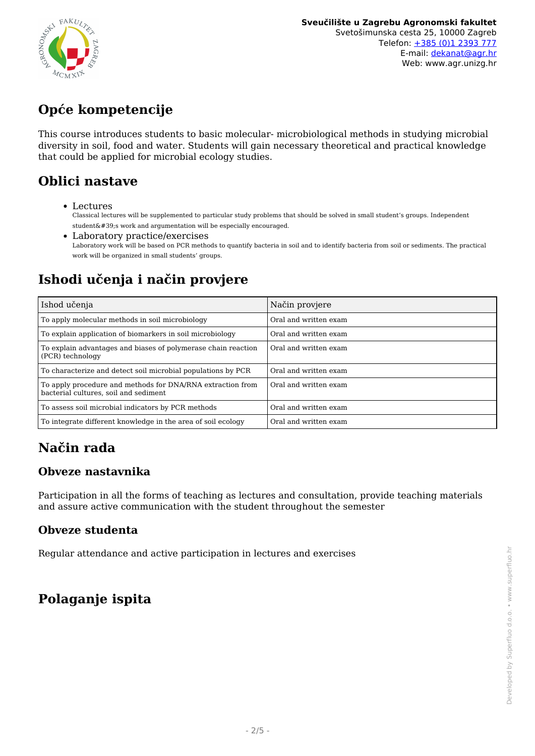## Opće kompetencije

This course introduces students to basic molecular- microbiological methods in studying microbial diversity in soil, food and water. Students will gain necessary theoretical and practical knowledge that could be applied for microbial ecology studies.

## Oblici nastave

- Lectures
  Classical lectures will be supplemented to particular study problems that should be solved in small student's groups. Independent student&#39;s work and argumentation will be especially encouraged.
- Laboratory practice/exercises
  Laboratory work will be based on PCR methods to quantify bacteria in soil and to identify bacteria from soil or sediments. The practical work will be organized in small students' groups.

## Ishodi učenja i način provjere

| Ishod učenja | Način provjere |
| --- | --- |
| To apply molecular methods in soil microbiology | Oral and written exam |
| To explain application of biomarkers in soil microbiology | Oral and written exam |
| To explain advantages and biases of polymerase chain reaction (PCR) technology | Oral and written exam |
| To characterize and detect soil microbial populations by PCR | Oral and written exam |
| To apply procedure and methods for DNA/RNA extraction from bacterial cultures, soil and sediment | Oral and written exam |
| To assess soil microbial indicators by PCR methods | Oral and written exam |
| To integrate different knowledge in the area of soil ecology | Oral and written exam |

## Način rada

### Obveze nastavnika

Participation in all the forms of teaching as lectures and consultation, provide teaching materials and assure active communication with the student throughout the semester

### Obveze studenta

Regular attendance and active participation in lectures and exercises

## Polaganje ispita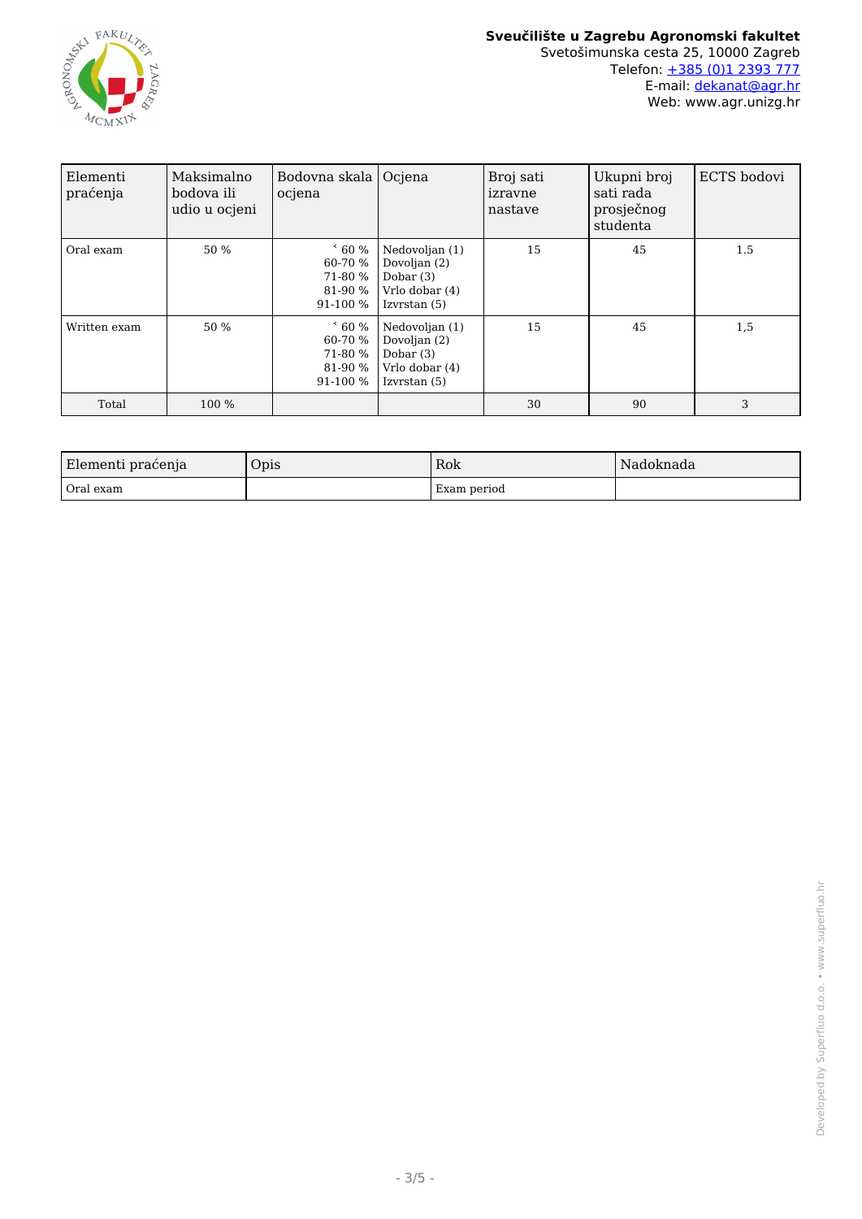| Elementi praćenja | Maksimalno bodova ili udio u ocjeni | Bodovna skala ocjena | Ocjena | Broj sati izravne nastave | Ukupni broj sati rada prosječnog studenta | ECTS bodovi |
|---|---|---|---|---|---|---|
| Oral exam | 50 % | ˂ 60 %<br>60-70 %<br>71-80 %<br>81-90 %<br>91-100 % | Nedovoljan (1)<br>Dovoljan (2)<br>Dobar (3)<br>Vrlo dobar (4)<br>Izvrstan (5) | 15 | 45 | 1.5 |
| Written exam | 50 % | ˂ 60 %<br>60-70 %<br>71-80 %<br>81-90 %<br>91-100 % | Nedovoljan (1)<br>Dovoljan (2)<br>Dobar (3)<br>Vrlo dobar (4)<br>Izvrstan (5) | 15 | 45 | 1,5 |
| Total | 100 % | | | 30 | 90 | 3 |

| Elementi praćenja | Opis | Rok | Nadoknada |
|---|---|---|---|
| Oral exam | | Exam period | |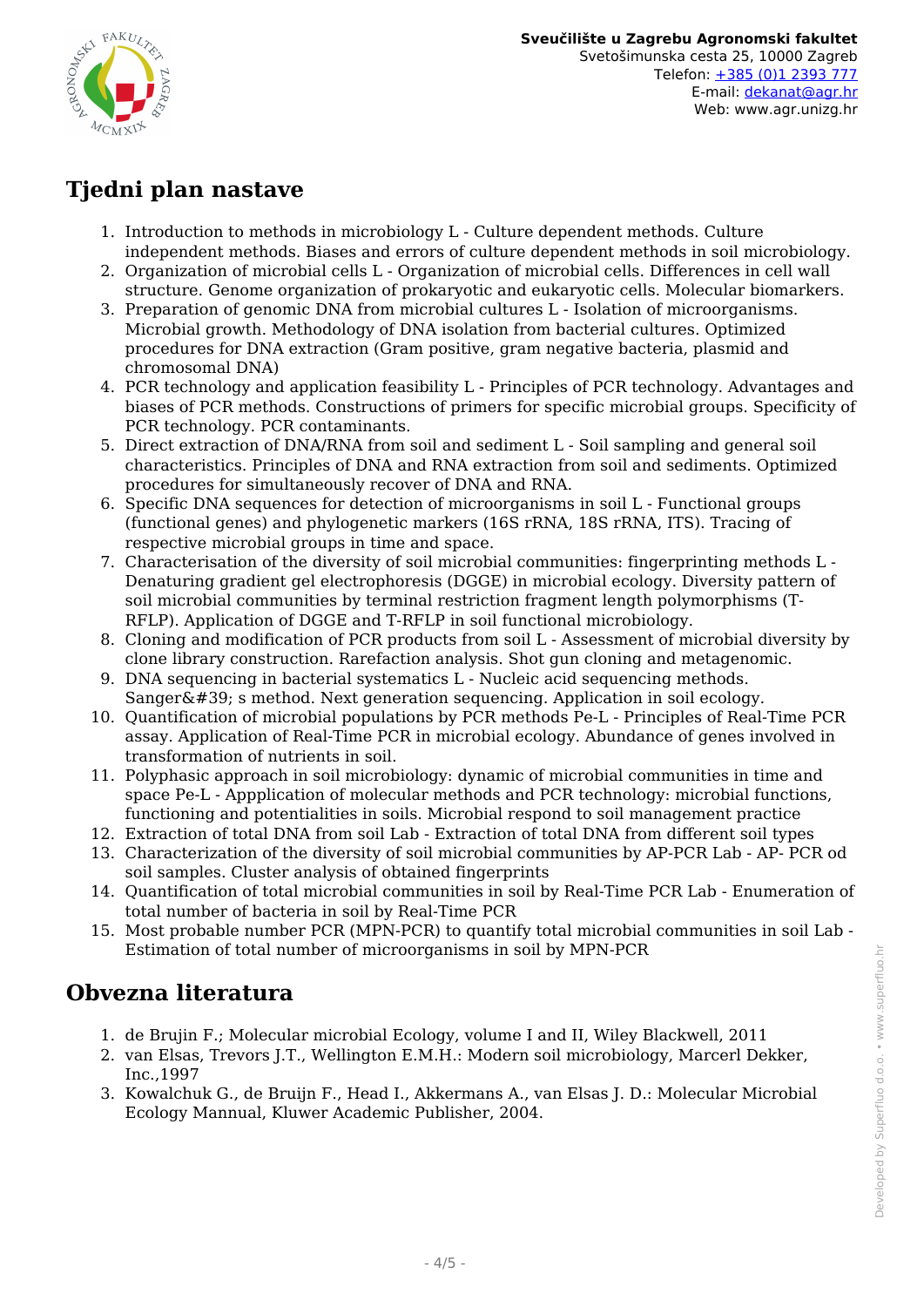## Tjedni plan nastave

1. Introduction to methods in microbiology L - Culture dependent methods. Culture independent methods. Biases and errors of culture dependent methods in soil microbiology.
2. Organization of microbial cells L - Organization of microbial cells. Differences in cell wall structure. Genome organization of prokaryotic and eukaryotic cells. Molecular biomarkers.
3. Preparation of genomic DNA from microbial cultures L - Isolation of microorganisms. Microbial growth. Methodology of DNA isolation from bacterial cultures. Optimized procedures for DNA extraction (Gram positive, gram negative bacteria, plasmid and chromosomal DNA)
4. PCR technology and application feasibility L - Principles of PCR technology. Advantages and biases of PCR methods. Constructions of primers for specific microbial groups. Specificity of PCR technology. PCR contaminants.
5. Direct extraction of DNA/RNA from soil and sediment L - Soil sampling and general soil characteristics. Principles of DNA and RNA extraction from soil and sediments. Optimized procedures for simultaneously recover of DNA and RNA.
6. Specific DNA sequences for detection of microorganisms in soil L - Functional groups (functional genes) and phylogenetic markers (16S rRNA, 18S rRNA, ITS). Tracing of respective microbial groups in time and space.
7. Characterisation of the diversity of soil microbial communities: fingerprinting methods L - Denaturing gradient gel electrophoresis (DGGE) in microbial ecology. Diversity pattern of soil microbial communities by terminal restriction fragment length polymorphisms (T-RFLP). Application of DGGE and T-RFLP in soil functional microbiology.
8. Cloning and modification of PCR products from soil L - Assessment of microbial diversity by clone library construction. Rarefaction analysis. Shot gun cloning and metagenomic.
9. DNA sequencing in bacterial systematics L - Nucleic acid sequencing methods. Sanger&#39; s method. Next generation sequencing. Application in soil ecology.
10. Quantification of microbial populations by PCR methods Pe-L - Principles of Real-Time PCR assay. Application of Real-Time PCR in microbial ecology. Abundance of genes involved in transformation of nutrients in soil.
11. Polyphasic approach in soil microbiology: dynamic of microbial communities in time and space Pe-L - Appplication of molecular methods and PCR technology: microbial functions, functioning and potentialities in soils. Microbial respond to soil management practice
12. Extraction of total DNA from soil Lab - Extraction of total DNA from different soil types
13. Characterization of the diversity of soil microbial communities by AP-PCR Lab - AP- PCR od soil samples. Cluster analysis of obtained fingerprints
14. Quantification of total microbial communities in soil by Real-Time PCR Lab - Enumeration of total number of bacteria in soil by Real-Time PCR
15. Most probable number PCR (MPN-PCR) to quantify total microbial communities in soil Lab - Estimation of total number of microorganisms in soil by MPN-PCR

## Obvezna literatura

1. de Brujin F.; Molecular microbial Ecology, volume I and II, Wiley Blackwell, 2011
2. van Elsas, Trevors J.T., Wellington E.M.H.: Modern soil microbiology, Marcerl Dekker, Inc.,1997
3. Kowalchuk G., de Bruijn F., Head I., Akkermans A., van Elsas J. D.: Molecular Microbial Ecology Mannual, Kluwer Academic Publisher, 2004.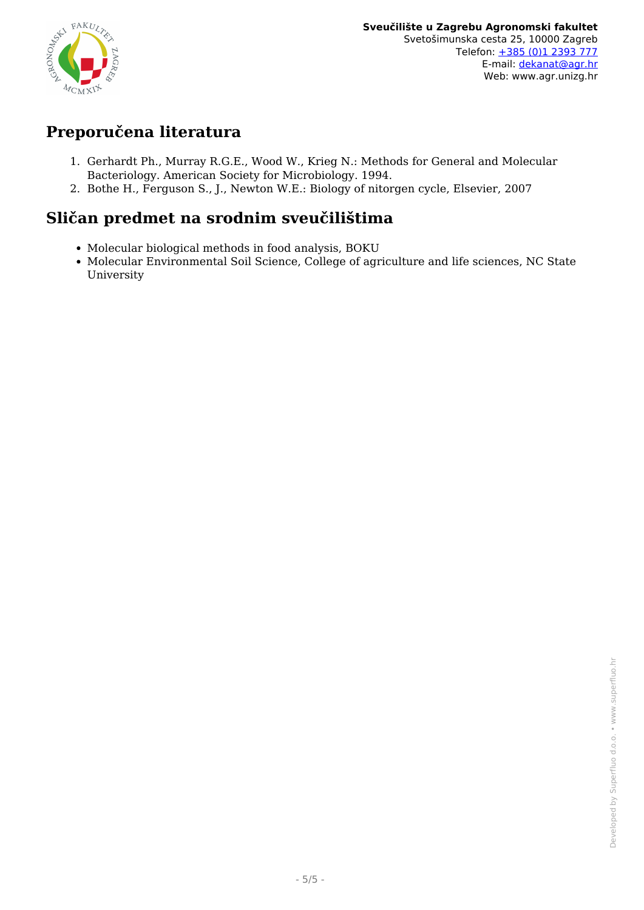## Preporučena literatura

1. Gerhardt Ph., Murray R.G.E., Wood W., Krieg N.: Methods for General and Molecular Bacteriology. American Society for Microbiology. 1994.
2. Bothe H., Ferguson S., J., Newton W.E.: Biology of nitorgen cycle, Elsevier, 2007

## Sličan predmet na srodnim sveučilištima

- Molecular biological methods in food analysis, BOKU
- Molecular Environmental Soil Science, College of agriculture and life sciences, NC State University